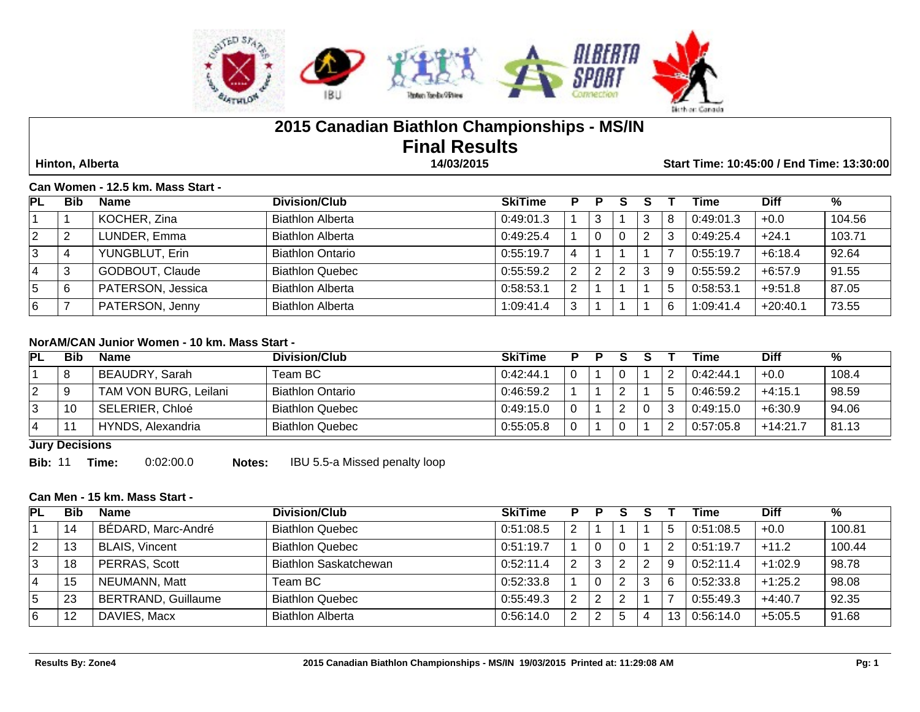# 2015 Canadian Biathlon Championships - MS/IN

## Final Results

**Hinton, Alberta** | **14/03/2015** | **Start Time: 10:45:00 / End Time: 13:30:00**

### Can Women - 12.5 km. Mass Start -

| PL | Bib | Name | Division/Club | SkiTime | P | P | S | S | T | Time | Diff | % |
|---|---|---|---|---|---|---|---|---|---|---|---|---|
| 1 | 1 | KOCHER, Zina | Biathlon Alberta | 0:49:01.3 | 1 | 3 | 1 | 3 | 8 | 0:49:01.3 | +0.0 | 104.56 |
| 2 | 2 | LUNDER, Emma | Biathlon Alberta | 0:49:25.4 | 1 | 0 | 0 | 2 | 3 | 0:49:25.4 | +24.1 | 103.71 |
| 3 | 4 | YUNGBLUT, Erin | Biathlon Ontario | 0:55:19.7 | 4 | 1 | 1 | 1 | 7 | 0:55:19.7 | +6:18.4 | 92.64 |
| 4 | 3 | GODBOUT, Claude | Biathlon Quebec | 0:55:59.2 | 2 | 2 | 2 | 3 | 9 | 0:55:59.2 | +6:57.9 | 91.55 |
| 5 | 6 | PATERSON, Jessica | Biathlon Alberta | 0:58:53.1 | 2 | 1 | 1 | 1 | 5 | 0:58:53.1 | +9:51.8 | 87.05 |
| 6 | 7 | PATERSON, Jenny | Biathlon Alberta | 1:09:41.4 | 3 | 1 | 1 | 1 | 6 | 1:09:41.4 | +20:40.1 | 73.55 |

### NorAM/CAN Junior Women - 10 km. Mass Start -

| PL | Bib | Name | Division/Club | SkiTime | P | P | S | S | T | Time | Diff | % |
|---|---|---|---|---|---|---|---|---|---|---|---|---|
| 1 | 8 | BEAUDRY, Sarah | Team BC | 0:42:44.1 | 0 | 1 | 0 | 1 | 2 | 0:42:44.1 | +0.0 | 108.4 |
| 2 | 9 | TAM VON BURG, Leilani | Biathlon Ontario | 0:46:59.2 | 1 | 1 | 2 | 1 | 5 | 0:46:59.2 | +4:15.1 | 98.59 |
| 3 | 10 | SELERIER, Chloé | Biathlon Quebec | 0:49:15.0 | 0 | 1 | 2 | 0 | 3 | 0:49:15.0 | +6:30.9 | 94.06 |
| 4 | 11 | HYNDS, Alexandria | Biathlon Quebec | 0:55:05.8 | 0 | 1 | 0 | 1 | 2 | 0:57:05.8 | +14:21.7 | 81.13 |

**Jury Decisions**

**Bib:** 11 **Time:** 0:02:00.0 **Notes:** IBU 5.5-a Missed penalty loop

### Can Men - 15 km. Mass Start -

| PL | Bib | Name | Division/Club | SkiTime | P | P | S | S | T | Time | Diff | % |
|---|---|---|---|---|---|---|---|---|---|---|---|---|
| 1 | 14 | BÉDARD, Marc-André | Biathlon Quebec | 0:51:08.5 | 2 | 1 | 1 | 1 | 5 | 0:51:08.5 | +0.0 | 100.81 |
| 2 | 13 | BLAIS, Vincent | Biathlon Quebec | 0:51:19.7 | 1 | 0 | 0 | 1 | 2 | 0:51:19.7 | +11.2 | 100.44 |
| 3 | 18 | PERRAS, Scott | Biathlon Saskatchewan | 0:52:11.4 | 2 | 3 | 2 | 2 | 9 | 0:52:11.4 | +1:02.9 | 98.78 |
| 4 | 15 | NEUMANN, Matt | Team BC | 0:52:33.8 | 1 | 0 | 2 | 3 | 6 | 0:52:33.8 | +1:25.2 | 98.08 |
| 5 | 23 | BERTRAND, Guillaume | Biathlon Quebec | 0:55:49.3 | 2 | 2 | 2 | 1 | 7 | 0:55:49.3 | +4:40.7 | 92.35 |
| 6 | 12 | DAVIES, Macx | Biathlon Alberta | 0:56:14.0 | 2 | 2 | 5 | 4 | 13 | 0:56:14.0 | +5:05.5 | 91.68 |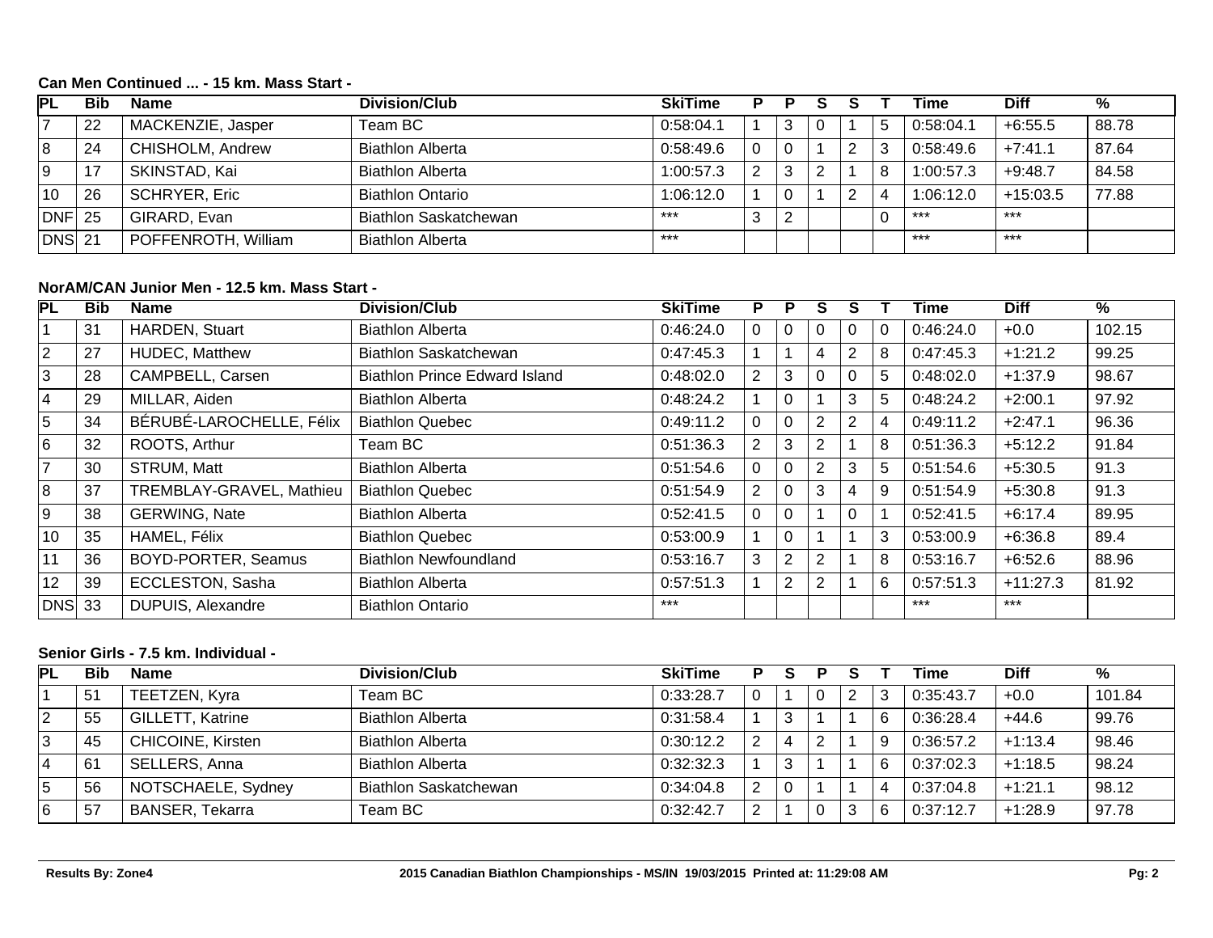**Can Men Continued ... - 15 km. Mass Start -**

| PL | Bib | Name | Division/Club | SkiTime | P | P | S | S | T | Time | Diff | % |
|---|---|---|---|---|---|---|---|---|---|---|---|---|
| 7 | 22 | MACKENZIE, Jasper | Team BC | 0:58:04.1 | 1 | 3 | 0 | 1 | 5 | 0:58:04.1 | +6:55.5 | 88.78 |
| 8 | 24 | CHISHOLM, Andrew | Biathlon Alberta | 0:58:49.6 | 0 | 0 | 1 | 2 | 3 | 0:58:49.6 | +7:41.1 | 87.64 |
| 9 | 17 | SKINSTAD, Kai | Biathlon Alberta | 1:00:57.3 | 2 | 3 | 2 | 1 | 8 | 1:00:57.3 | +9:48.7 | 84.58 |
| 10 | 26 | SCHRYER, Eric | Biathlon Ontario | 1:06:12.0 | 1 | 0 | 1 | 2 | 4 | 1:06:12.0 | +15:03.5 | 77.88 |
| DNF | 25 | GIRARD, Evan | Biathlon Saskatchewan | *** | 3 | 2 | | | 0 | *** | *** | |
| DNS | 21 | POFFENROTH, William | Biathlon Alberta | *** | | | | | | *** | *** | |

**NorAM/CAN Junior Men - 12.5 km. Mass Start -**

| PL | Bib | Name | Division/Club | SkiTime | P | P | S | S | T | Time | Diff | % |
|---|---|---|---|---|---|---|---|---|---|---|---|---|
| 1 | 31 | HARDEN, Stuart | Biathlon Alberta | 0:46:24.0 | 0 | 0 | 0 | 0 | 0 | 0:46:24.0 | +0.0 | 102.15 |
| 2 | 27 | HUDEC, Matthew | Biathlon Saskatchewan | 0:47:45.3 | 1 | 1 | 4 | 2 | 8 | 0:47:45.3 | +1:21.2 | 99.25 |
| 3 | 28 | CAMPBELL, Carsen | Biathlon Prince Edward Island | 0:48:02.0 | 2 | 3 | 0 | 0 | 5 | 0:48:02.0 | +1:37.9 | 98.67 |
| 4 | 29 | MILLAR, Aiden | Biathlon Alberta | 0:48:24.2 | 1 | 0 | 1 | 3 | 5 | 0:48:24.2 | +2:00.1 | 97.92 |
| 5 | 34 | BÉRUBÉ-LAROCHELLE, Félix | Biathlon Quebec | 0:49:11.2 | 0 | 0 | 2 | 2 | 4 | 0:49:11.2 | +2:47.1 | 96.36 |
| 6 | 32 | ROOTS, Arthur | Team BC | 0:51:36.3 | 2 | 3 | 2 | 1 | 8 | 0:51:36.3 | +5:12.2 | 91.84 |
| 7 | 30 | STRUM, Matt | Biathlon Alberta | 0:51:54.6 | 0 | 0 | 2 | 3 | 5 | 0:51:54.6 | +5:30.5 | 91.3 |
| 8 | 37 | TREMBLAY-GRAVEL, Mathieu | Biathlon Quebec | 0:51:54.9 | 2 | 0 | 3 | 4 | 9 | 0:51:54.9 | +5:30.8 | 91.3 |
| 9 | 38 | GERWING, Nate | Biathlon Alberta | 0:52:41.5 | 0 | 0 | 1 | 0 | 1 | 0:52:41.5 | +6:17.4 | 89.95 |
| 10 | 35 | HAMEL, Félix | Biathlon Quebec | 0:53:00.9 | 1 | 0 | 1 | 1 | 3 | 0:53:00.9 | +6:36.8 | 89.4 |
| 11 | 36 | BOYD-PORTER, Seamus | Biathlon Newfoundland | 0:53:16.7 | 3 | 2 | 2 | 1 | 8 | 0:53:16.7 | +6:52.6 | 88.96 |
| 12 | 39 | ECCLESTON, Sasha | Biathlon Alberta | 0:57:51.3 | 1 | 2 | 2 | 1 | 6 | 0:57:51.3 | +11:27.3 | 81.92 |
| DNS | 33 | DUPUIS, Alexandre | Biathlon Ontario | *** | | | | | | *** | *** | |

**Senior Girls - 7.5 km. Individual -**

| PL | Bib | Name | Division/Club | SkiTime | P | S | P | S | T | Time | Diff | % |
|---|---|---|---|---|---|---|---|---|---|---|---|---|
| 1 | 51 | TEETZEN, Kyra | Team BC | 0:33:28.7 | 0 | 1 | 0 | 2 | 3 | 0:35:43.7 | +0.0 | 101.84 |
| 2 | 55 | GILLETT, Katrine | Biathlon Alberta | 0:31:58.4 | 1 | 3 | 1 | 1 | 6 | 0:36:28.4 | +44.6 | 99.76 |
| 3 | 45 | CHICOINE, Kirsten | Biathlon Alberta | 0:30:12.2 | 2 | 4 | 2 | 1 | 9 | 0:36:57.2 | +1:13.4 | 98.46 |
| 4 | 61 | SELLERS, Anna | Biathlon Alberta | 0:32:32.3 | 1 | 3 | 1 | 1 | 6 | 0:37:02.3 | +1:18.5 | 98.24 |
| 5 | 56 | NOTSCHAELE, Sydney | Biathlon Saskatchewan | 0:34:04.8 | 2 | 0 | 1 | 1 | 4 | 0:37:04.8 | +1:21.1 | 98.12 |
| 6 | 57 | BANSER, Tekarra | Team BC | 0:32:42.7 | 2 | 1 | 0 | 3 | 6 | 0:37:12.7 | +1:28.9 | 97.78 |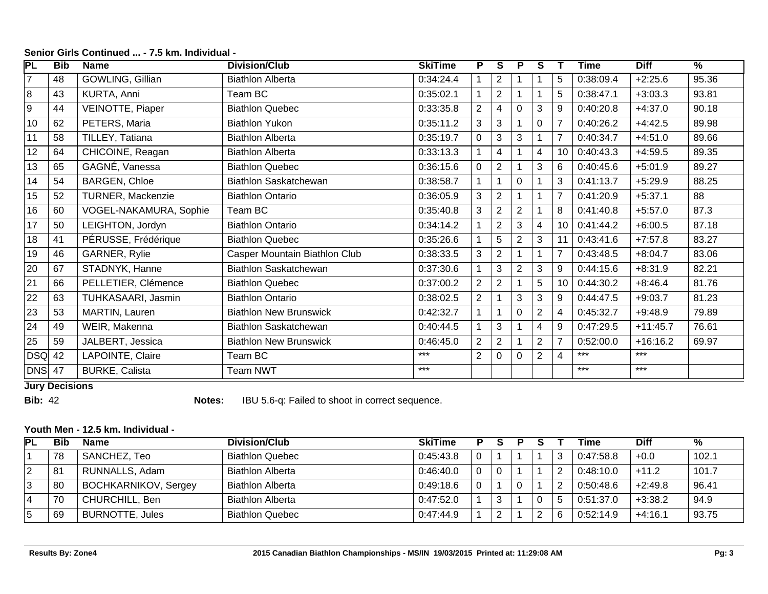**Senior Girls Continued ... - 7.5 km. Individual -**

| PL | Bib | Name | Division/Club | SkiTime | P | S | P | S | T | Time | Diff | % |
|---|---|---|---|---|---|---|---|---|---|---|---|---|
| 7 | 48 | GOWLING, Gillian | Biathlon Alberta | 0:34:24.4 | 1 | 2 | 1 | 1 | 5 | 0:38:09.4 | +2:25.6 | 95.36 |
| 8 | 43 | KURTA, Anni | Team BC | 0:35:02.1 | 1 | 2 | 1 | 1 | 5 | 0:38:47.1 | +3:03.3 | 93.81 |
| 9 | 44 | VEINOTTE, Piaper | Biathlon Quebec | 0:33:35.8 | 2 | 4 | 0 | 3 | 9 | 0:40:20.8 | +4:37.0 | 90.18 |
| 10 | 62 | PETERS, Maria | Biathlon Yukon | 0:35:11.2 | 3 | 3 | 1 | 0 | 7 | 0:40:26.2 | +4:42.5 | 89.98 |
| 11 | 58 | TILLEY, Tatiana | Biathlon Alberta | 0:35:19.7 | 0 | 3 | 3 | 1 | 7 | 0:40:34.7 | +4:51.0 | 89.66 |
| 12 | 64 | CHICOINE, Reagan | Biathlon Alberta | 0:33:13.3 | 1 | 4 | 1 | 4 | 10 | 0:40:43.3 | +4:59.5 | 89.35 |
| 13 | 65 | GAGNÉ, Vanessa | Biathlon Quebec | 0:36:15.6 | 0 | 2 | 1 | 3 | 6 | 0:40:45.6 | +5:01.9 | 89.27 |
| 14 | 54 | BARGEN, Chloe | Biathlon Saskatchewan | 0:38:58.7 | 1 | 1 | 0 | 1 | 3 | 0:41:13.7 | +5:29.9 | 88.25 |
| 15 | 52 | TURNER, Mackenzie | Biathlon Ontario | 0:36:05.9 | 3 | 2 | 1 | 1 | 7 | 0:41:20.9 | +5:37.1 | 88 |
| 16 | 60 | VOGEL-NAKAMURA, Sophie | Team BC | 0:35:40.8 | 3 | 2 | 2 | 1 | 8 | 0:41:40.8 | +5:57.0 | 87.3 |
| 17 | 50 | LEIGHTON, Jordyn | Biathlon Ontario | 0:34:14.2 | 1 | 2 | 3 | 4 | 10 | 0:41:44.2 | +6:00.5 | 87.18 |
| 18 | 41 | PÉRUSSE, Frédérique | Biathlon Quebec | 0:35:26.6 | 1 | 5 | 2 | 3 | 11 | 0:43:41.6 | +7:57.8 | 83.27 |
| 19 | 46 | GARNER, Rylie | Casper Mountain Biathlon Club | 0:38:33.5 | 3 | 2 | 1 | 1 | 7 | 0:43:48.5 | +8:04.7 | 83.06 |
| 20 | 67 | STADNYK, Hanne | Biathlon Saskatchewan | 0:37:30.6 | 1 | 3 | 2 | 3 | 9 | 0:44:15.6 | +8:31.9 | 82.21 |
| 21 | 66 | PELLETIER, Clémence | Biathlon Quebec | 0:37:00.2 | 2 | 2 | 1 | 5 | 10 | 0:44:30.2 | +8:46.4 | 81.76 |
| 22 | 63 | TUHKASAARI, Jasmin | Biathlon Ontario | 0:38:02.5 | 2 | 1 | 3 | 3 | 9 | 0:44:47.5 | +9:03.7 | 81.23 |
| 23 | 53 | MARTIN, Lauren | Biathlon New Brunswick | 0:42:32.7 | 1 | 1 | 0 | 2 | 4 | 0:45:32.7 | +9:48.9 | 79.89 |
| 24 | 49 | WEIR, Makenna | Biathlon Saskatchewan | 0:40:44.5 | 1 | 3 | 1 | 4 | 9 | 0:47:29.5 | +11:45.7 | 76.61 |
| 25 | 59 | JALBERT, Jessica | Biathlon New Brunswick | 0:46:45.0 | 2 | 2 | 1 | 2 | 7 | 0:52:00.0 | +16:16.2 | 69.97 |
| DSQ | 42 | LAPOINTE, Claire | Team BC | *** | 2 | 0 | 0 | 2 | 4 | *** | *** | |
| DNS | 47 | BURKE, Calista | Team NWT | *** | | | | | | *** | *** | |

**Jury Decisions**

**Bib:** 42 **Notes:** IBU 5.6-q: Failed to shoot in correct sequence.

**Youth Men - 12.5 km. Individual -**

| PL | Bib | Name | Division/Club | SkiTime | P | S | P | S | T | Time | Diff | % |
|---|---|---|---|---|---|---|---|---|---|---|---|---|
| 1 | 78 | SANCHEZ, Teo | Biathlon Quebec | 0:45:43.8 | 0 | 1 | 1 | 1 | 3 | 0:47:58.8 | +0.0 | 102.1 |
| 2 | 81 | RUNNALLS, Adam | Biathlon Alberta | 0:46:40.0 | 0 | 0 | 1 | 1 | 2 | 0:48:10.0 | +11.2 | 101.7 |
| 3 | 80 | BOCHKARNIKOV, Sergey | Biathlon Alberta | 0:49:18.6 | 0 | 1 | 0 | 1 | 2 | 0:50:48.6 | +2:49.8 | 96.41 |
| 4 | 70 | CHURCHILL, Ben | Biathlon Alberta | 0:47:52.0 | 1 | 3 | 1 | 0 | 5 | 0:51:37.0 | +3:38.2 | 94.9 |
| 5 | 69 | BURNOTTE, Jules | Biathlon Quebec | 0:47:44.9 | 1 | 2 | 1 | 2 | 6 | 0:52:14.9 | +4:16.1 | 93.75 |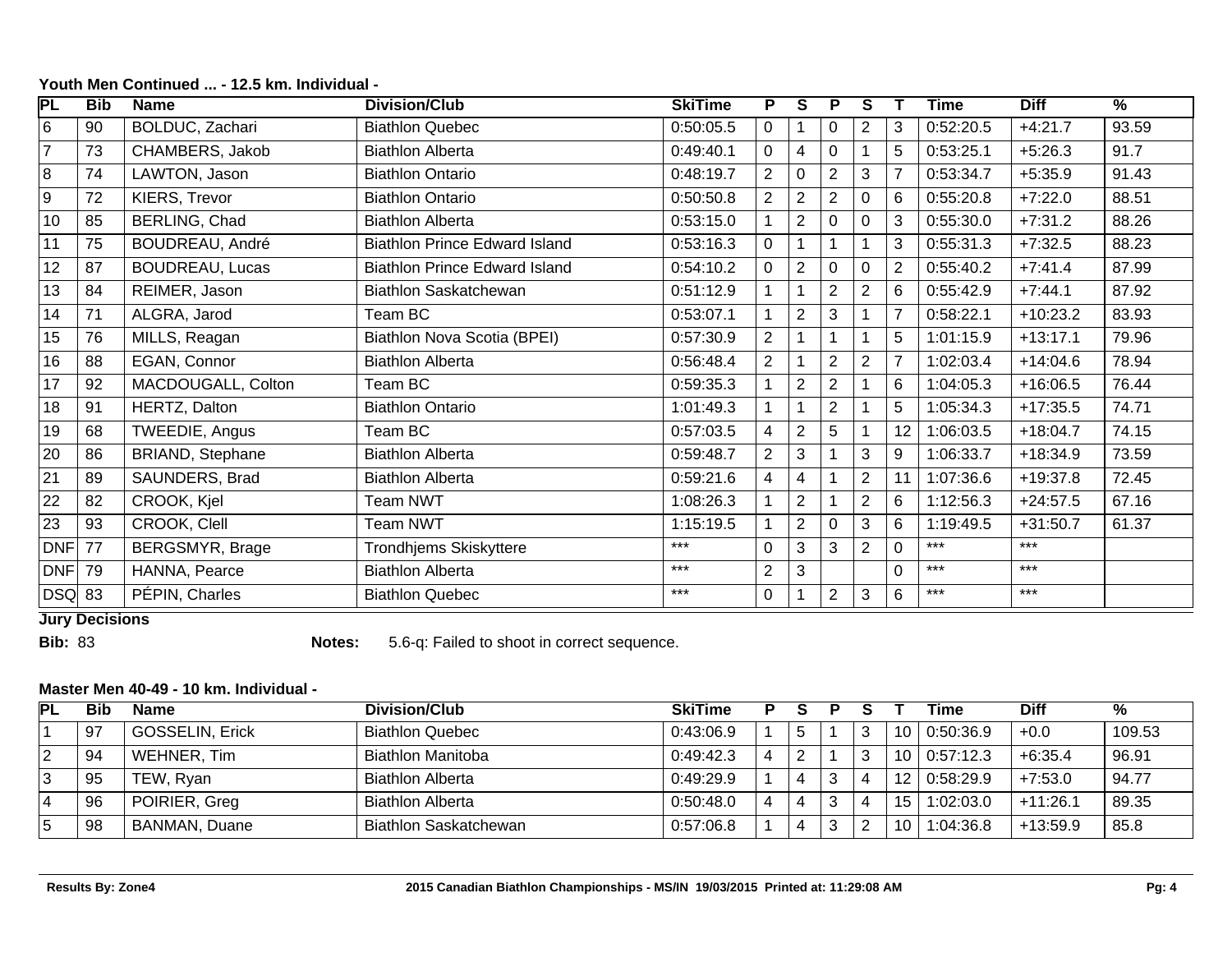**Youth Men Continued ... - 12.5 km. Individual -**

| PL | Bib | Name | Division/Club | SkiTime | P | S | P | S | T | Time | Diff | % |
|---|---|---|---|---|---|---|---|---|---|---|---|---|
| 6 | 90 | BOLDUC, Zachari | Biathlon Quebec | 0:50:05.5 | 0 | 1 | 0 | 2 | 3 | 0:52:20.5 | +4:21.7 | 93.59 |
| 7 | 73 | CHAMBERS, Jakob | Biathlon Alberta | 0:49:40.1 | 0 | 4 | 0 | 1 | 5 | 0:53:25.1 | +5:26.3 | 91.7 |
| 8 | 74 | LAWTON, Jason | Biathlon Ontario | 0:48:19.7 | 2 | 0 | 2 | 3 | 7 | 0:53:34.7 | +5:35.9 | 91.43 |
| 9 | 72 | KIERS, Trevor | Biathlon Ontario | 0:50:50.8 | 2 | 2 | 2 | 0 | 6 | 0:55:20.8 | +7:22.0 | 88.51 |
| 10 | 85 | BERLING, Chad | Biathlon Alberta | 0:53:15.0 | 1 | 2 | 0 | 0 | 3 | 0:55:30.0 | +7:31.2 | 88.26 |
| 11 | 75 | BOUDREAU, André | Biathlon Prince Edward Island | 0:53:16.3 | 0 | 1 | 1 | 1 | 3 | 0:55:31.3 | +7:32.5 | 88.23 |
| 12 | 87 | BOUDREAU, Lucas | Biathlon Prince Edward Island | 0:54:10.2 | 0 | 2 | 0 | 0 | 2 | 0:55:40.2 | +7:41.4 | 87.99 |
| 13 | 84 | REIMER, Jason | Biathlon Saskatchewan | 0:51:12.9 | 1 | 1 | 2 | 2 | 6 | 0:55:42.9 | +7:44.1 | 87.92 |
| 14 | 71 | ALGRA, Jarod | Team BC | 0:53:07.1 | 1 | 2 | 3 | 1 | 7 | 0:58:22.1 | +10:23.2 | 83.93 |
| 15 | 76 | MILLS, Reagan | Biathlon Nova Scotia (BPEI) | 0:57:30.9 | 2 | 1 | 1 | 1 | 5 | 1:01:15.9 | +13:17.1 | 79.96 |
| 16 | 88 | EGAN, Connor | Biathlon Alberta | 0:56:48.4 | 2 | 1 | 2 | 2 | 7 | 1:02:03.4 | +14:04.6 | 78.94 |
| 17 | 92 | MACDOUGALL, Colton | Team BC | 0:59:35.3 | 1 | 2 | 2 | 1 | 6 | 1:04:05.3 | +16:06.5 | 76.44 |
| 18 | 91 | HERTZ, Dalton | Biathlon Ontario | 1:01:49.3 | 1 | 1 | 2 | 1 | 5 | 1:05:34.3 | +17:35.5 | 74.71 |
| 19 | 68 | TWEEDIE, Angus | Team BC | 0:57:03.5 | 4 | 2 | 5 | 1 | 12 | 1:06:03.5 | +18:04.7 | 74.15 |
| 20 | 86 | BRIAND, Stephane | Biathlon Alberta | 0:59:48.7 | 2 | 3 | 1 | 3 | 9 | 1:06:33.7 | +18:34.9 | 73.59 |
| 21 | 89 | SAUNDERS, Brad | Biathlon Alberta | 0:59:21.6 | 4 | 4 | 1 | 2 | 11 | 1:07:36.6 | +19:37.8 | 72.45 |
| 22 | 82 | CROOK, Kjel | Team NWT | 1:08:26.3 | 1 | 2 | 1 | 2 | 6 | 1:12:56.3 | +24:57.5 | 67.16 |
| 23 | 93 | CROOK, Clell | Team NWT | 1:15:19.5 | 1 | 2 | 0 | 3 | 6 | 1:19:49.5 | +31:50.7 | 61.37 |
| DNF | 77 | BERGSMYR, Brage | Trondhjems Skiskyttere | *** | 0 | 3 | 3 | 2 | 0 | *** | *** | |
| DNF | 79 | HANNA, Pearce | Biathlon Alberta | *** | 2 | 3 | | | 0 | *** | *** | |
| DSQ | 83 | PÉPIN, Charles | Biathlon Quebec | *** | 0 | 1 | 2 | 3 | 6 | *** | *** | |

**Jury Decisions**

**Bib:** 83 **Notes:** 5.6-q: Failed to shoot in correct sequence.

**Master Men 40-49 - 10 km. Individual -**

| PL | Bib | Name | Division/Club | SkiTime | P | S | P | S | T | Time | Diff | % |
|---|---|---|---|---|---|---|---|---|---|---|---|---|
| 1 | 97 | GOSSELIN, Erick | Biathlon Quebec | 0:43:06.9 | 1 | 5 | 1 | 3 | 10 | 0:50:36.9 | +0.0 | 109.53 |
| 2 | 94 | WEHNER, Tim | Biathlon Manitoba | 0:49:42.3 | 4 | 2 | 1 | 3 | 10 | 0:57:12.3 | +6:35.4 | 96.91 |
| 3 | 95 | TEW, Ryan | Biathlon Alberta | 0:49:29.9 | 1 | 4 | 3 | 4 | 12 | 0:58:29.9 | +7:53.0 | 94.77 |
| 4 | 96 | POIRIER, Greg | Biathlon Alberta | 0:50:48.0 | 4 | 4 | 3 | 4 | 15 | 1:02:03.0 | +11:26.1 | 89.35 |
| 5 | 98 | BANMAN, Duane | Biathlon Saskatchewan | 0:57:06.8 | 1 | 4 | 3 | 2 | 10 | 1:04:36.8 | +13:59.9 | 85.8 |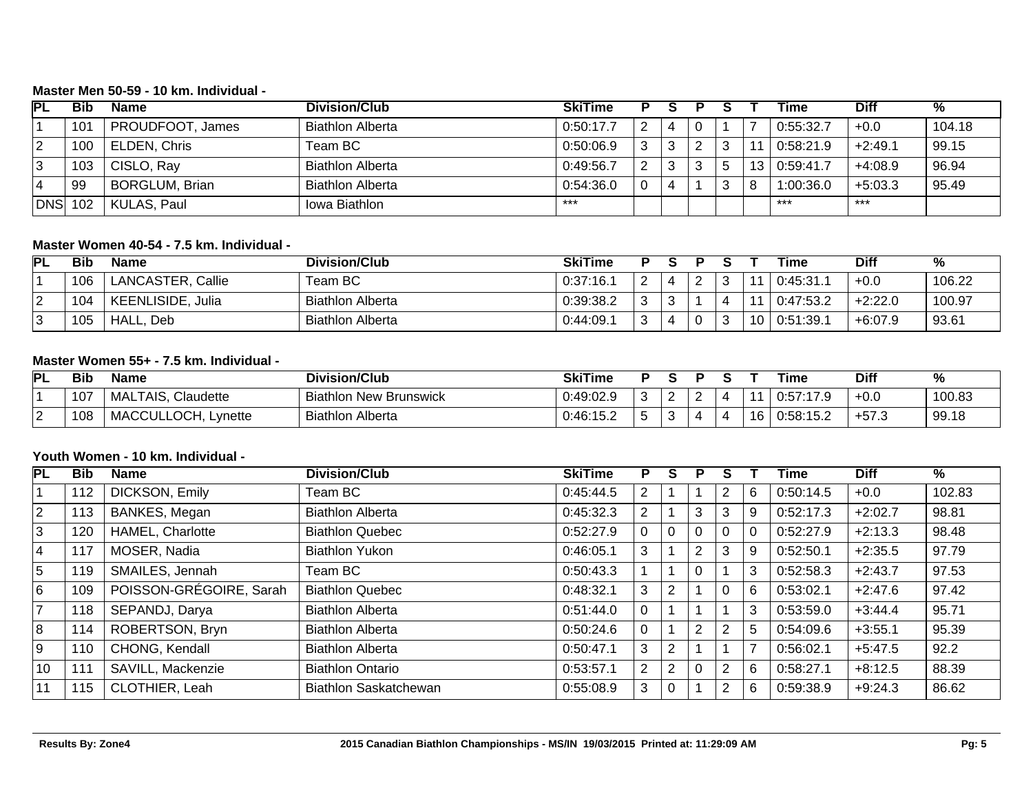**Master Men 50-59 - 10 km. Individual -**

| PL | Bib | Name | Division/Club | SkiTime | P | S | P | S | T | Time | Diff | % |
|---|---|---|---|---|---|---|---|---|---|---|---|---|
| 1 | 101 | PROUDFOOT, James | Biathlon Alberta | 0:50:17.7 | 2 | 4 | 0 | 1 | 7 | 0:55:32.7 | +0.0 | 104.18 |
| 2 | 100 | ELDEN, Chris | Team BC | 0:50:06.9 | 3 | 3 | 2 | 3 | 11 | 0:58:21.9 | +2:49.1 | 99.15 |
| 3 | 103 | CISLO, Ray | Biathlon Alberta | 0:49:56.7 | 2 | 3 | 3 | 5 | 13 | 0:59:41.7 | +4:08.9 | 96.94 |
| 4 | 99 | BORGLUM, Brian | Biathlon Alberta | 0:54:36.0 | 0 | 4 | 1 | 3 | 8 | 1:00:36.0 | +5:03.3 | 95.49 |
| DNS | 102 | KULAS, Paul | Iowa Biathlon | *** | | | | | | *** | *** | |

**Master Women 40-54 - 7.5 km. Individual -**

| PL | Bib | Name | Division/Club | SkiTime | P | S | P | S | T | Time | Diff | % |
|---|---|---|---|---|---|---|---|---|---|---|---|---|
| 1 | 106 | LANCASTER, Callie | Team BC | 0:37:16.1 | 2 | 4 | 2 | 3 | 11 | 0:45:31.1 | +0.0 | 106.22 |
| 2 | 104 | KEENLISIDE, Julia | Biathlon Alberta | 0:39:38.2 | 3 | 3 | 1 | 4 | 11 | 0:47:53.2 | +2:22.0 | 100.97 |
| 3 | 105 | HALL, Deb | Biathlon Alberta | 0:44:09.1 | 3 | 4 | 0 | 3 | 10 | 0:51:39.1 | +6:07.9 | 93.61 |

**Master Women 55+ - 7.5 km. Individual -**

| PL | Bib | Name | Division/Club | SkiTime | P | S | P | S | T | Time | Diff | % |
|---|---|---|---|---|---|---|---|---|---|---|---|---|
| 1 | 107 | MALTAIS, Claudette | Biathlon New Brunswick | 0:49:02.9 | 3 | 2 | 2 | 4 | 11 | 0:57:17.9 | +0.0 | 100.83 |
| 2 | 108 | MACCULLOCH, Lynette | Biathlon Alberta | 0:46:15.2 | 5 | 3 | 4 | 4 | 16 | 0:58:15.2 | +57.3 | 99.18 |

**Youth Women - 10 km. Individual -**

| PL | Bib | Name | Division/Club | SkiTime | P | S | P | S | T | Time | Diff | % |
|---|---|---|---|---|---|---|---|---|---|---|---|---|
| 1 | 112 | DICKSON, Emily | Team BC | 0:45:44.5 | 2 | 1 | 1 | 2 | 6 | 0:50:14.5 | +0.0 | 102.83 |
| 2 | 113 | BANKES, Megan | Biathlon Alberta | 0:45:32.3 | 2 | 1 | 3 | 3 | 9 | 0:52:17.3 | +2:02.7 | 98.81 |
| 3 | 120 | HAMEL, Charlotte | Biathlon Quebec | 0:52:27.9 | 0 | 0 | 0 | 0 | 0 | 0:52:27.9 | +2:13.3 | 98.48 |
| 4 | 117 | MOSER, Nadia | Biathlon Yukon | 0:46:05.1 | 3 | 1 | 2 | 3 | 9 | 0:52:50.1 | +2:35.5 | 97.79 |
| 5 | 119 | SMAILES, Jennah | Team BC | 0:50:43.3 | 1 | 1 | 0 | 1 | 3 | 0:52:58.3 | +2:43.7 | 97.53 |
| 6 | 109 | POISSON-GRÉGOIRE, Sarah | Biathlon Quebec | 0:48:32.1 | 3 | 2 | 1 | 0 | 6 | 0:53:02.1 | +2:47.6 | 97.42 |
| 7 | 118 | SEPANDJ, Darya | Biathlon Alberta | 0:51:44.0 | 0 | 1 | 1 | 1 | 3 | 0:53:59.0 | +3:44.4 | 95.71 |
| 8 | 114 | ROBERTSON, Bryn | Biathlon Alberta | 0:50:24.6 | 0 | 1 | 2 | 2 | 5 | 0:54:09.6 | +3:55.1 | 95.39 |
| 9 | 110 | CHONG, Kendall | Biathlon Alberta | 0:50:47.1 | 3 | 2 | 1 | 1 | 7 | 0:56:02.1 | +5:47.5 | 92.2 |
| 10 | 111 | SAVILL, Mackenzie | Biathlon Ontario | 0:53:57.1 | 2 | 2 | 0 | 2 | 6 | 0:58:27.1 | +8:12.5 | 88.39 |
| 11 | 115 | CLOTHIER, Leah | Biathlon Saskatchewan | 0:55:08.9 | 3 | 0 | 1 | 2 | 6 | 0:59:38.9 | +9:24.3 | 86.62 |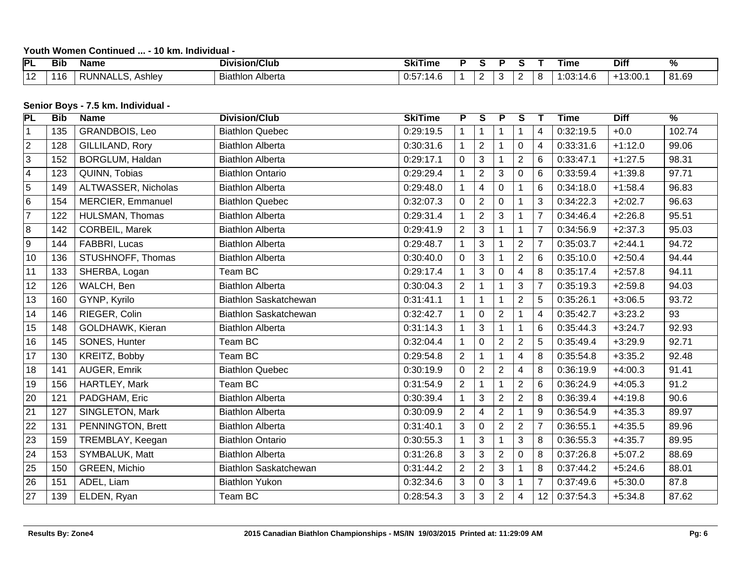**Youth Women Continued ... - 10 km. Individual -**

| PL | Bib | Name | Division/Club | SkiTime | P | S | P | S | T | Time | Diff | % |
|---|---|---|---|---|---|---|---|---|---|---|---|---|
| 12 | 116 | RUNNALLS, Ashley | Biathlon Alberta | 0:57:14.6 | 1 | 2 | 3 | 2 | 8 | 1:03:14.6 | +13:00.1 | 81.69 |

**Senior Boys - 7.5 km. Individual -**

| PL | Bib | Name | Division/Club | SkiTime | P | S | P | S | T | Time | Diff | % |
|---|---|---|---|---|---|---|---|---|---|---|---|---|
| 1 | 135 | GRANDBOIS, Leo | Biathlon Quebec | 0:29:19.5 | 1 | 1 | 1 | 1 | 4 | 0:32:19.5 | +0.0 | 102.74 |
| 2 | 128 | GILLILAND, Rory | Biathlon Alberta | 0:30:31.6 | 1 | 2 | 1 | 0 | 4 | 0:33:31.6 | +1:12.0 | 99.06 |
| 3 | 152 | BORGLUM, Haldan | Biathlon Alberta | 0:29:17.1 | 0 | 3 | 1 | 2 | 6 | 0:33:47.1 | +1:27.5 | 98.31 |
| 4 | 123 | QUINN, Tobias | Biathlon Ontario | 0:29:29.4 | 1 | 2 | 3 | 0 | 6 | 0:33:59.4 | +1:39.8 | 97.71 |
| 5 | 149 | ALTWASSER, Nicholas | Biathlon Alberta | 0:29:48.0 | 1 | 4 | 0 | 1 | 6 | 0:34:18.0 | +1:58.4 | 96.83 |
| 6 | 154 | MERCIER, Emmanuel | Biathlon Quebec | 0:32:07.3 | 0 | 2 | 0 | 1 | 3 | 0:34:22.3 | +2:02.7 | 96.63 |
| 7 | 122 | HULSMAN, Thomas | Biathlon Alberta | 0:29:31.4 | 1 | 2 | 3 | 1 | 7 | 0:34:46.4 | +2:26.8 | 95.51 |
| 8 | 142 | CORBEIL, Marek | Biathlon Alberta | 0:29:41.9 | 2 | 3 | 1 | 1 | 7 | 0:34:56.9 | +2:37.3 | 95.03 |
| 9 | 144 | FABBRI, Lucas | Biathlon Alberta | 0:29:48.7 | 1 | 3 | 1 | 2 | 7 | 0:35:03.7 | +2:44.1 | 94.72 |
| 10 | 136 | STUSHNOFF, Thomas | Biathlon Alberta | 0:30:40.0 | 0 | 3 | 1 | 2 | 6 | 0:35:10.0 | +2:50.4 | 94.44 |
| 11 | 133 | SHERBA, Logan | Team BC | 0:29:17.4 | 1 | 3 | 0 | 4 | 8 | 0:35:17.4 | +2:57.8 | 94.11 |
| 12 | 126 | WALCH, Ben | Biathlon Alberta | 0:30:04.3 | 2 | 1 | 1 | 3 | 7 | 0:35:19.3 | +2:59.8 | 94.03 |
| 13 | 160 | GYNP, Kyrilo | Biathlon Saskatchewan | 0:31:41.1 | 1 | 1 | 1 | 2 | 5 | 0:35:26.1 | +3:06.5 | 93.72 |
| 14 | 146 | RIEGER, Colin | Biathlon Saskatchewan | 0:32:42.7 | 1 | 0 | 2 | 1 | 4 | 0:35:42.7 | +3:23.2 | 93 |
| 15 | 148 | GOLDHAWK, Kieran | Biathlon Alberta | 0:31:14.3 | 1 | 3 | 1 | 1 | 6 | 0:35:44.3 | +3:24.7 | 92.93 |
| 16 | 145 | SONES, Hunter | Team BC | 0:32:04.4 | 1 | 0 | 2 | 2 | 5 | 0:35:49.4 | +3:29.9 | 92.71 |
| 17 | 130 | KREITZ, Bobby | Team BC | 0:29:54.8 | 2 | 1 | 1 | 4 | 8 | 0:35:54.8 | +3:35.2 | 92.48 |
| 18 | 141 | AUGER, Emrik | Biathlon Quebec | 0:30:19.9 | 0 | 2 | 2 | 4 | 8 | 0:36:19.9 | +4:00.3 | 91.41 |
| 19 | 156 | HARTLEY, Mark | Team BC | 0:31:54.9 | 2 | 1 | 1 | 2 | 6 | 0:36:24.9 | +4:05.3 | 91.2 |
| 20 | 121 | PADGHAM, Eric | Biathlon Alberta | 0:30:39.4 | 1 | 3 | 2 | 2 | 8 | 0:36:39.4 | +4:19.8 | 90.6 |
| 21 | 127 | SINGLETON, Mark | Biathlon Alberta | 0:30:09.9 | 2 | 4 | 2 | 1 | 9 | 0:36:54.9 | +4:35.3 | 89.97 |
| 22 | 131 | PENNINGTON, Brett | Biathlon Alberta | 0:31:40.1 | 3 | 0 | 2 | 2 | 7 | 0:36:55.1 | +4:35.5 | 89.96 |
| 23 | 159 | TREMBLAY, Keegan | Biathlon Ontario | 0:30:55.3 | 1 | 3 | 1 | 3 | 8 | 0:36:55.3 | +4:35.7 | 89.95 |
| 24 | 153 | SYMBALUK, Matt | Biathlon Alberta | 0:31:26.8 | 3 | 3 | 2 | 0 | 8 | 0:37:26.8 | +5:07.2 | 88.69 |
| 25 | 150 | GREEN, Michio | Biathlon Saskatchewan | 0:31:44.2 | 2 | 2 | 3 | 1 | 8 | 0:37:44.2 | +5:24.6 | 88.01 |
| 26 | 151 | ADEL, Liam | Biathlon Yukon | 0:32:34.6 | 3 | 0 | 3 | 1 | 7 | 0:37:49.6 | +5:30.0 | 87.8 |
| 27 | 139 | ELDEN, Ryan | Team BC | 0:28:54.3 | 3 | 3 | 2 | 4 | 12 | 0:37:54.3 | +5:34.8 | 87.62 |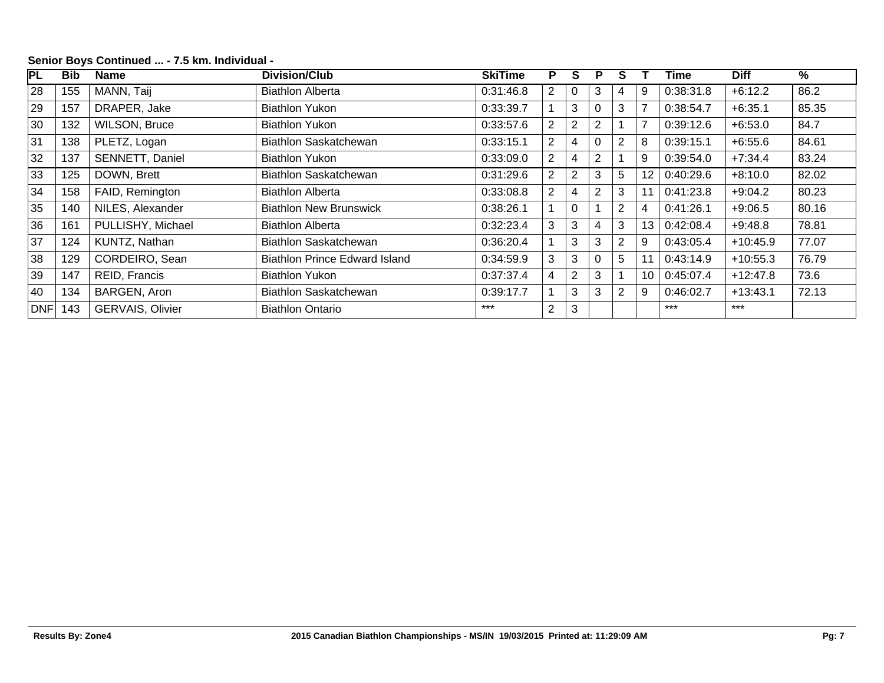**Senior Boys Continued ... - 7.5 km. Individual -**

| PL | Bib | Name | Division/Club | SkiTime | P | S | P | S | T | Time | Diff | % |
|---|---|---|---|---|---|---|---|---|---|---|---|---|
| 28 | 155 | MANN, Taij | Biathlon Alberta | 0:31:46.8 | 2 | 0 | 3 | 4 | 9 | 0:38:31.8 | +6:12.2 | 86.2 |
| 29 | 157 | DRAPER, Jake | Biathlon Yukon | 0:33:39.7 | 1 | 3 | 0 | 3 | 7 | 0:38:54.7 | +6:35.1 | 85.35 |
| 30 | 132 | WILSON, Bruce | Biathlon Yukon | 0:33:57.6 | 2 | 2 | 2 | 1 | 7 | 0:39:12.6 | +6:53.0 | 84.7 |
| 31 | 138 | PLETZ, Logan | Biathlon Saskatchewan | 0:33:15.1 | 2 | 4 | 0 | 2 | 8 | 0:39:15.1 | +6:55.6 | 84.61 |
| 32 | 137 | SENNETT, Daniel | Biathlon Yukon | 0:33:09.0 | 2 | 4 | 2 | 1 | 9 | 0:39:54.0 | +7:34.4 | 83.24 |
| 33 | 125 | DOWN, Brett | Biathlon Saskatchewan | 0:31:29.6 | 2 | 2 | 3 | 5 | 12 | 0:40:29.6 | +8:10.0 | 82.02 |
| 34 | 158 | FAID, Remington | Biathlon Alberta | 0:33:08.8 | 2 | 4 | 2 | 3 | 11 | 0:41:23.8 | +9:04.2 | 80.23 |
| 35 | 140 | NILES, Alexander | Biathlon New Brunswick | 0:38:26.1 | 1 | 0 | 1 | 2 | 4 | 0:41:26.1 | +9:06.5 | 80.16 |
| 36 | 161 | PULLISHY, Michael | Biathlon Alberta | 0:32:23.4 | 3 | 3 | 4 | 3 | 13 | 0:42:08.4 | +9:48.8 | 78.81 |
| 37 | 124 | KUNTZ, Nathan | Biathlon Saskatchewan | 0:36:20.4 | 1 | 3 | 3 | 2 | 9 | 0:43:05.4 | +10:45.9 | 77.07 |
| 38 | 129 | CORDEIRO, Sean | Biathlon Prince Edward Island | 0:34:59.9 | 3 | 3 | 0 | 5 | 11 | 0:43:14.9 | +10:55.3 | 76.79 |
| 39 | 147 | REID, Francis | Biathlon Yukon | 0:37:37.4 | 4 | 2 | 3 | 1 | 10 | 0:45:07.4 | +12:47.8 | 73.6 |
| 40 | 134 | BARGEN, Aron | Biathlon Saskatchewan | 0:39:17.7 | 1 | 3 | 3 | 2 | 9 | 0:46:02.7 | +13:43.1 | 72.13 |
| DNF | 143 | GERVAIS, Olivier | Biathlon Ontario | *** | 2 | 3 | | | | *** | *** | |

Results By: Zone4 — 2015 Canadian Biathlon Championships - MS/IN 19/03/2015 Printed at: 11:29:09 AM